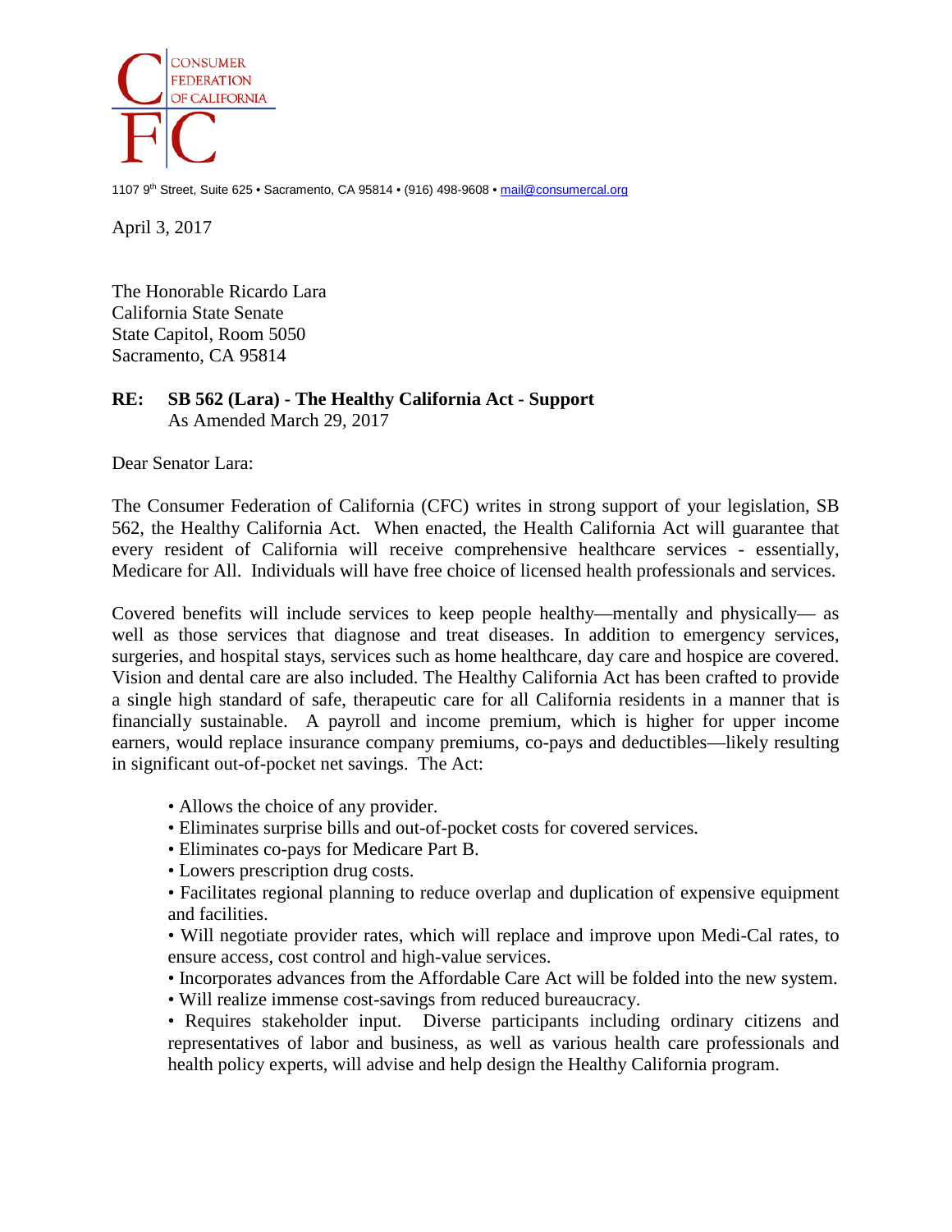CONSUMER FEDERATION OF CALIFORNIA

1107 9th Street, Suite 625 • Sacramento, CA 95814 • (916) 498-9608 • mail@consumercal.org

April 3, 2017

The Honorable Ricardo Lara
California State Senate
State Capitol, Room 5050
Sacramento, CA 95814

**RE: SB 562 (Lara) - The Healthy California Act - Support**
As Amended March 29, 2017

Dear Senator Lara:

The Consumer Federation of California (CFC) writes in strong support of your legislation, SB 562, the Healthy California Act. When enacted, the Health California Act will guarantee that every resident of California will receive comprehensive healthcare services - essentially, Medicare for All. Individuals will have free choice of licensed health professionals and services.

Covered benefits will include services to keep people healthy—mentally and physically— as well as those services that diagnose and treat diseases. In addition to emergency services, surgeries, and hospital stays, services such as home healthcare, day care and hospice are covered. Vision and dental care are also included. The Healthy California Act has been crafted to provide a single high standard of safe, therapeutic care for all California residents in a manner that is financially sustainable. A payroll and income premium, which is higher for upper income earners, would replace insurance company premiums, co-pays and deductibles—likely resulting in significant out-of-pocket net savings. The Act:

- Allows the choice of any provider.
- Eliminates surprise bills and out-of-pocket costs for covered services.
- Eliminates co-pays for Medicare Part B.
- Lowers prescription drug costs.
- Facilitates regional planning to reduce overlap and duplication of expensive equipment and facilities.
- Will negotiate provider rates, which will replace and improve upon Medi-Cal rates, to ensure access, cost control and high-value services.
- Incorporates advances from the Affordable Care Act will be folded into the new system.
- Will realize immense cost-savings from reduced bureaucracy.
- Requires stakeholder input. Diverse participants including ordinary citizens and representatives of labor and business, as well as various health care professionals and health policy experts, will advise and help design the Healthy California program.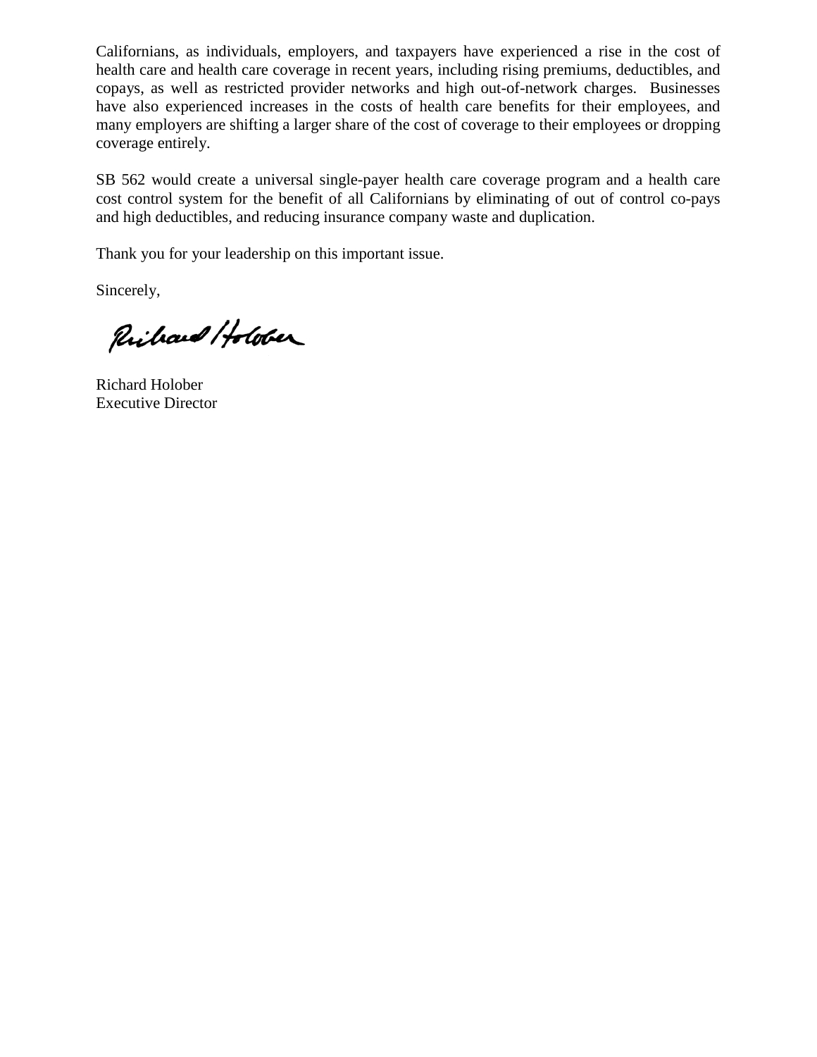Californians, as individuals, employers, and taxpayers have experienced a rise in the cost of health care and health care coverage in recent years, including rising premiums, deductibles, and copays, as well as restricted provider networks and high out-of-network charges. Businesses have also experienced increases in the costs of health care benefits for their employees, and many employers are shifting a larger share of the cost of coverage to their employees or dropping coverage entirely.

SB 562 would create a universal single-payer health care coverage program and a health care cost control system for the benefit of all Californians by eliminating of out of control co-pays and high deductibles, and reducing insurance company waste and duplication.

Thank you for your leadership on this important issue.

Sincerely,

Richard Holober
Executive Director